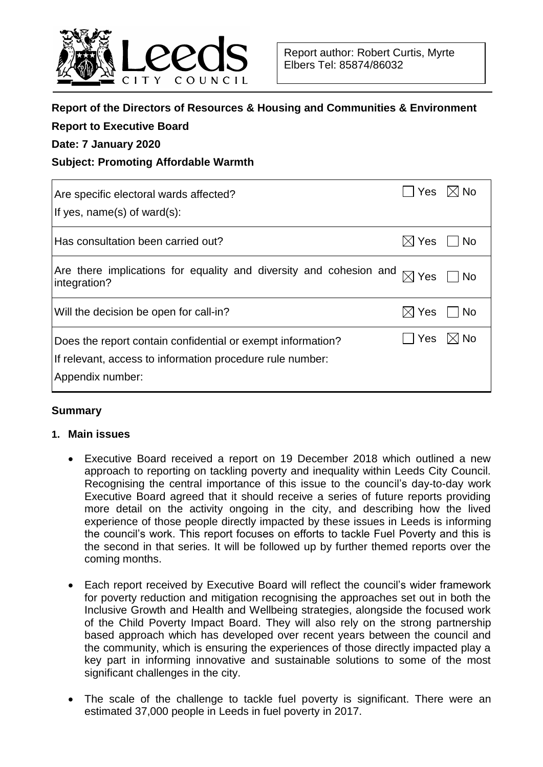Report author: Robert Curtis, Myrte Elbers Tel: 85874/86032

**Report of the Directors of Resources & Housing and Communities & Environment**

**Report to Executive Board**

**Date: 7 January 2020**

**Subject: Promoting Affordable Warmth**

| | |
|---|---|
| Are specific electoral wards affected?<br>If yes, name(s) of ward(s): | ☐ Yes ☒ No |
| Has consultation been carried out? | ☒ Yes ☐ No |
| Are there implications for equality and diversity and cohesion and integration? | ☒ Yes ☐ No |
| Will the decision be open for call-in? | ☒ Yes ☐ No |
| Does the report contain confidential or exempt information?<br>If relevant, access to information procedure rule number:<br>Appendix number: | ☐ Yes ☒ No |

## Summary

### 1. Main issues

- Executive Board received a report on 19 December 2018 which outlined a new approach to reporting on tackling poverty and inequality within Leeds City Council. Recognising the central importance of this issue to the council's day-to-day work Executive Board agreed that it should receive a series of future reports providing more detail on the activity ongoing in the city, and describing how the lived experience of those people directly impacted by these issues in Leeds is informing the council's work. This report focuses on efforts to tackle Fuel Poverty and this is the second in that series. It will be followed up by further themed reports over the coming months.

- Each report received by Executive Board will reflect the council's wider framework for poverty reduction and mitigation recognising the approaches set out in both the Inclusive Growth and Health and Wellbeing strategies, alongside the focused work of the Child Poverty Impact Board. They will also rely on the strong partnership based approach which has developed over recent years between the council and the community, which is ensuring the experiences of those directly impacted play a key part in informing innovative and sustainable solutions to some of the most significant challenges in the city.

- The scale of the challenge to tackle fuel poverty is significant. There were an estimated 37,000 people in Leeds in fuel poverty in 2017.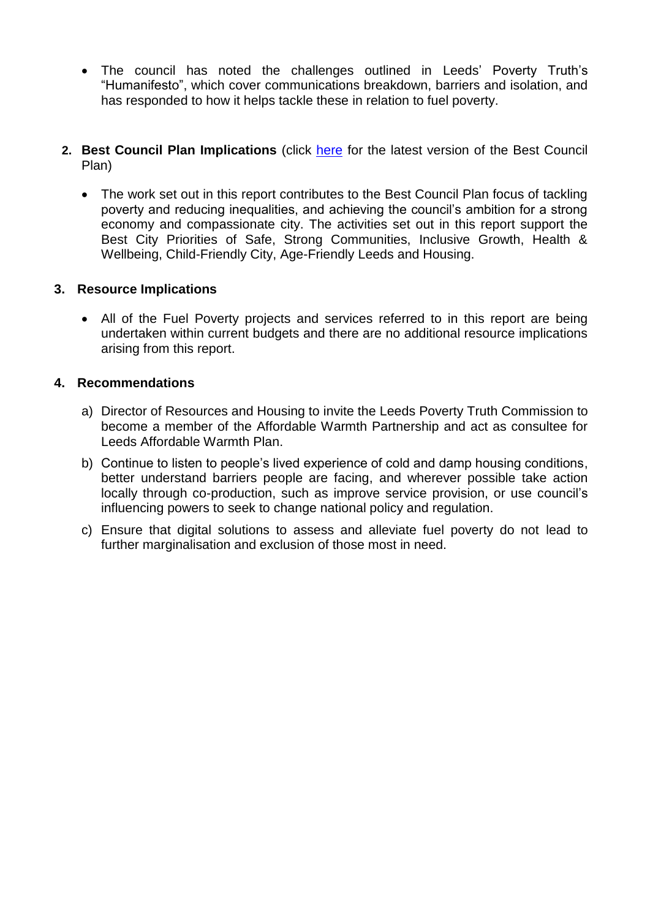- The council has noted the challenges outlined in Leeds' Poverty Truth's "Humanifesto", which cover communications breakdown, barriers and isolation, and has responded to how it helps tackle these in relation to fuel poverty.

2. **Best Council Plan Implications** (click here for the latest version of the Best Council Plan)

   - The work set out in this report contributes to the Best Council Plan focus of tackling poverty and reducing inequalities, and achieving the council's ambition for a strong economy and compassionate city. The activities set out in this report support the Best City Priorities of Safe, Strong Communities, Inclusive Growth, Health & Wellbeing, Child-Friendly City, Age-Friendly Leeds and Housing.

3. **Resource Implications**

   - All of the Fuel Poverty projects and services referred to in this report are being undertaken within current budgets and there are no additional resource implications arising from this report.

4. **Recommendations**

   a) Director of Resources and Housing to invite the Leeds Poverty Truth Commission to become a member of the Affordable Warmth Partnership and act as consultee for Leeds Affordable Warmth Plan.

   b) Continue to listen to people's lived experience of cold and damp housing conditions, better understand barriers people are facing, and wherever possible take action locally through co-production, such as improve service provision, or use council's influencing powers to seek to change national policy and regulation.

   c) Ensure that digital solutions to assess and alleviate fuel poverty do not lead to further marginalisation and exclusion of those most in need.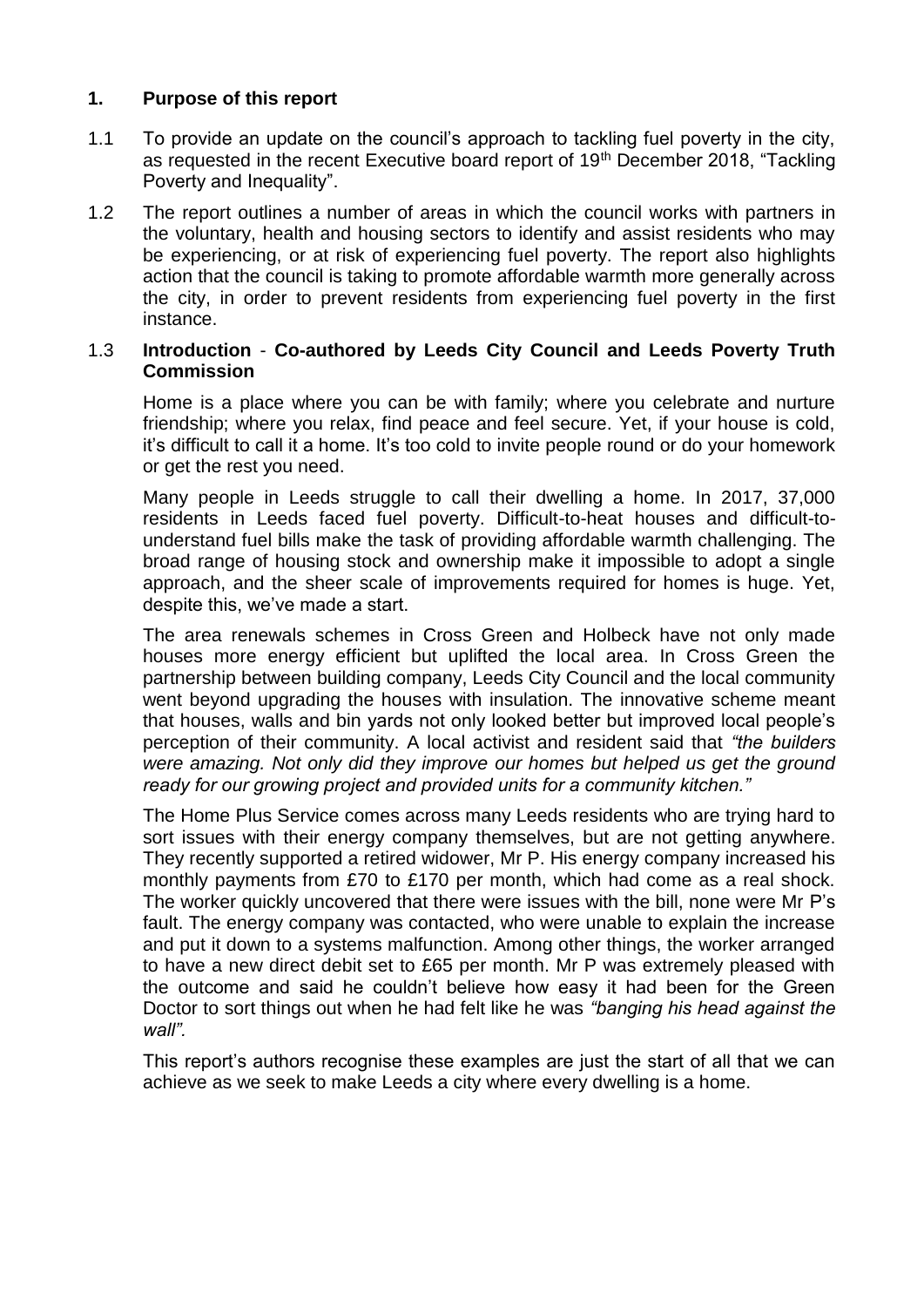## 1. Purpose of this report

1.1 To provide an update on the council's approach to tackling fuel poverty in the city, as requested in the recent Executive board report of 19th December 2018, "Tackling Poverty and Inequality".

1.2 The report outlines a number of areas in which the council works with partners in the voluntary, health and housing sectors to identify and assist residents who may be experiencing, or at risk of experiencing fuel poverty. The report also highlights action that the council is taking to promote affordable warmth more generally across the city, in order to prevent residents from experiencing fuel poverty in the first instance.

1.3 **Introduction** - **Co-authored by Leeds City Council and Leeds Poverty Truth Commission**

Home is a place where you can be with family; where you celebrate and nurture friendship; where you relax, find peace and feel secure. Yet, if your house is cold, it's difficult to call it a home. It's too cold to invite people round or do your homework or get the rest you need.

Many people in Leeds struggle to call their dwelling a home. In 2017, 37,000 residents in Leeds faced fuel poverty. Difficult-to-heat houses and difficult-to-understand fuel bills make the task of providing affordable warmth challenging. The broad range of housing stock and ownership make it impossible to adopt a single approach, and the sheer scale of improvements required for homes is huge. Yet, despite this, we've made a start.

The area renewals schemes in Cross Green and Holbeck have not only made houses more energy efficient but uplifted the local area. In Cross Green the partnership between building company, Leeds City Council and the local community went beyond upgrading the houses with insulation. The innovative scheme meant that houses, walls and bin yards not only looked better but improved local people's perception of their community. A local activist and resident said that *"the builders were amazing. Not only did they improve our homes but helped us get the ground ready for our growing project and provided units for a community kitchen."*

The Home Plus Service comes across many Leeds residents who are trying hard to sort issues with their energy company themselves, but are not getting anywhere. They recently supported a retired widower, Mr P. His energy company increased his monthly payments from £70 to £170 per month, which had come as a real shock. The worker quickly uncovered that there were issues with the bill, none were Mr P's fault. The energy company was contacted, who were unable to explain the increase and put it down to a systems malfunction. Among other things, the worker arranged to have a new direct debit set to £65 per month. Mr P was extremely pleased with the outcome and said he couldn't believe how easy it had been for the Green Doctor to sort things out when he had felt like he was *"banging his head against the wall".*

This report's authors recognise these examples are just the start of all that we can achieve as we seek to make Leeds a city where every dwelling is a home.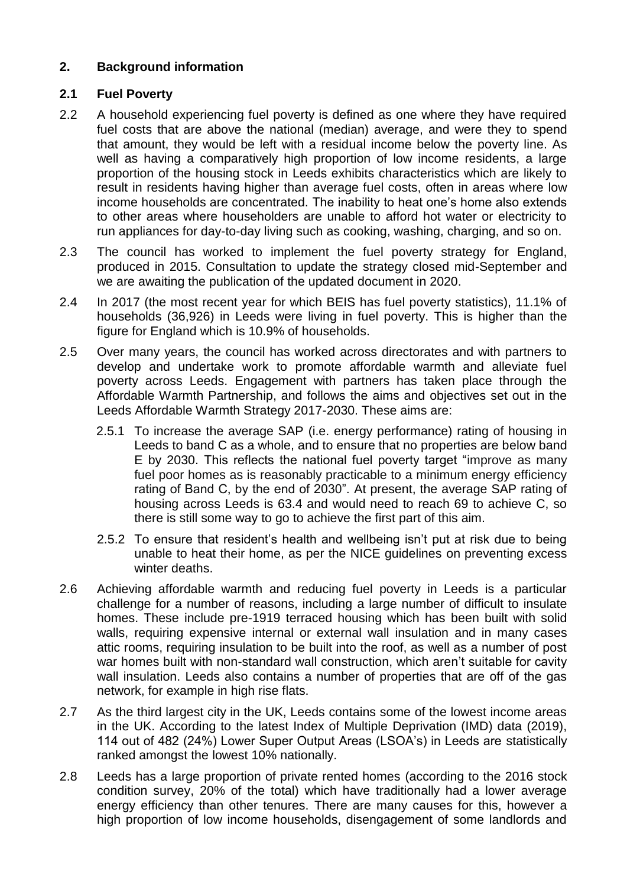## 2. Background information

### 2.1 Fuel Poverty

2.2 A household experiencing fuel poverty is defined as one where they have required fuel costs that are above the national (median) average, and were they to spend that amount, they would be left with a residual income below the poverty line. As well as having a comparatively high proportion of low income residents, a large proportion of the housing stock in Leeds exhibits characteristics which are likely to result in residents having higher than average fuel costs, often in areas where low income households are concentrated. The inability to heat one's home also extends to other areas where householders are unable to afford hot water or electricity to run appliances for day-to-day living such as cooking, washing, charging, and so on.

2.3 The council has worked to implement the fuel poverty strategy for England, produced in 2015. Consultation to update the strategy closed mid-September and we are awaiting the publication of the updated document in 2020.

2.4 In 2017 (the most recent year for which BEIS has fuel poverty statistics), 11.1% of households (36,926) in Leeds were living in fuel poverty. This is higher than the figure for England which is 10.9% of households.

2.5 Over many years, the council has worked across directorates and with partners to develop and undertake work to promote affordable warmth and alleviate fuel poverty across Leeds. Engagement with partners has taken place through the Affordable Warmth Partnership, and follows the aims and objectives set out in the Leeds Affordable Warmth Strategy 2017-2030. These aims are:

2.5.1 To increase the average SAP (i.e. energy performance) rating of housing in Leeds to band C as a whole, and to ensure that no properties are below band E by 2030. This reflects the national fuel poverty target "improve as many fuel poor homes as is reasonably practicable to a minimum energy efficiency rating of Band C, by the end of 2030". At present, the average SAP rating of housing across Leeds is 63.4 and would need to reach 69 to achieve C, so there is still some way to go to achieve the first part of this aim.

2.5.2 To ensure that resident's health and wellbeing isn't put at risk due to being unable to heat their home, as per the NICE guidelines on preventing excess winter deaths.

2.6 Achieving affordable warmth and reducing fuel poverty in Leeds is a particular challenge for a number of reasons, including a large number of difficult to insulate homes. These include pre-1919 terraced housing which has been built with solid walls, requiring expensive internal or external wall insulation and in many cases attic rooms, requiring insulation to be built into the roof, as well as a number of post war homes built with non-standard wall construction, which aren't suitable for cavity wall insulation. Leeds also contains a number of properties that are off of the gas network, for example in high rise flats.

2.7 As the third largest city in the UK, Leeds contains some of the lowest income areas in the UK. According to the latest Index of Multiple Deprivation (IMD) data (2019), 114 out of 482 (24%) Lower Super Output Areas (LSOA's) in Leeds are statistically ranked amongst the lowest 10% nationally.

2.8 Leeds has a large proportion of private rented homes (according to the 2016 stock condition survey, 20% of the total) which have traditionally had a lower average energy efficiency than other tenures. There are many causes for this, however a high proportion of low income households, disengagement of some landlords and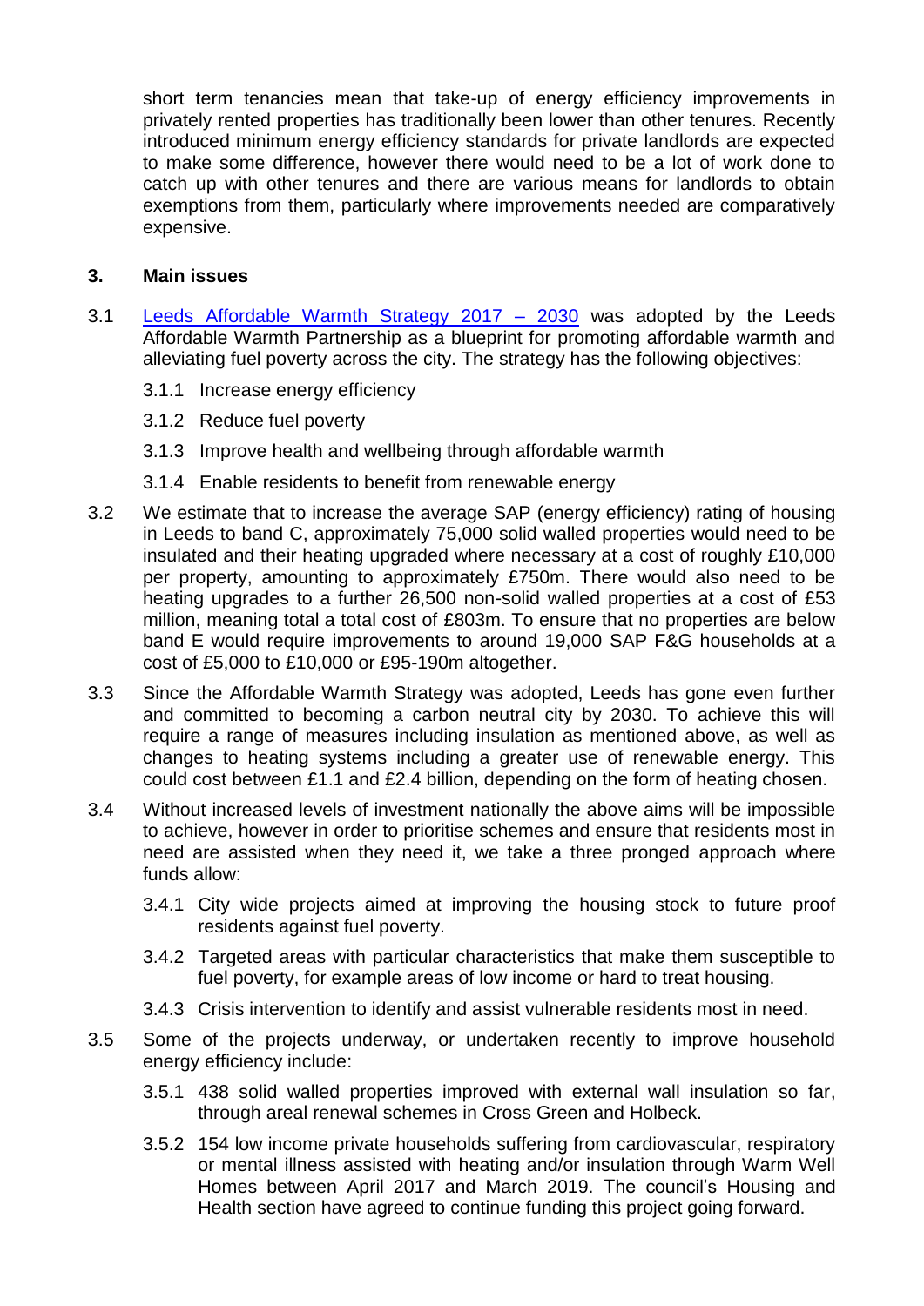short term tenancies mean that take-up of energy efficiency improvements in privately rented properties has traditionally been lower than other tenures. Recently introduced minimum energy efficiency standards for private landlords are expected to make some difference, however there would need to be a lot of work done to catch up with other tenures and there are various means for landlords to obtain exemptions from them, particularly where improvements needed are comparatively expensive.

## 3. Main issues

3.1 [Leeds Affordable Warmth Strategy 2017 – 2030](#) was adopted by the Leeds Affordable Warmth Partnership as a blueprint for promoting affordable warmth and alleviating fuel poverty across the city. The strategy has the following objectives:

- 3.1.1 Increase energy efficiency
- 3.1.2 Reduce fuel poverty
- 3.1.3 Improve health and wellbeing through affordable warmth
- 3.1.4 Enable residents to benefit from renewable energy

3.2 We estimate that to increase the average SAP (energy efficiency) rating of housing in Leeds to band C, approximately 75,000 solid walled properties would need to be insulated and their heating upgraded where necessary at a cost of roughly £10,000 per property, amounting to approximately £750m. There would also need to be heating upgrades to a further 26,500 non-solid walled properties at a cost of £53 million, meaning total a total cost of £803m. To ensure that no properties are below band E would require improvements to around 19,000 SAP F&G households at a cost of £5,000 to £10,000 or £95-190m altogether.

3.3 Since the Affordable Warmth Strategy was adopted, Leeds has gone even further and committed to becoming a carbon neutral city by 2030. To achieve this will require a range of measures including insulation as mentioned above, as well as changes to heating systems including a greater use of renewable energy. This could cost between £1.1 and £2.4 billion, depending on the form of heating chosen.

3.4 Without increased levels of investment nationally the above aims will be impossible to achieve, however in order to prioritise schemes and ensure that residents most in need are assisted when they need it, we take a three pronged approach where funds allow:

- 3.4.1 City wide projects aimed at improving the housing stock to future proof residents against fuel poverty.
- 3.4.2 Targeted areas with particular characteristics that make them susceptible to fuel poverty, for example areas of low income or hard to treat housing.
- 3.4.3 Crisis intervention to identify and assist vulnerable residents most in need.

3.5 Some of the projects underway, or undertaken recently to improve household energy efficiency include:

- 3.5.1 438 solid walled properties improved with external wall insulation so far, through areal renewal schemes in Cross Green and Holbeck.
- 3.5.2 154 low income private households suffering from cardiovascular, respiratory or mental illness assisted with heating and/or insulation through Warm Well Homes between April 2017 and March 2019. The council's Housing and Health section have agreed to continue funding this project going forward.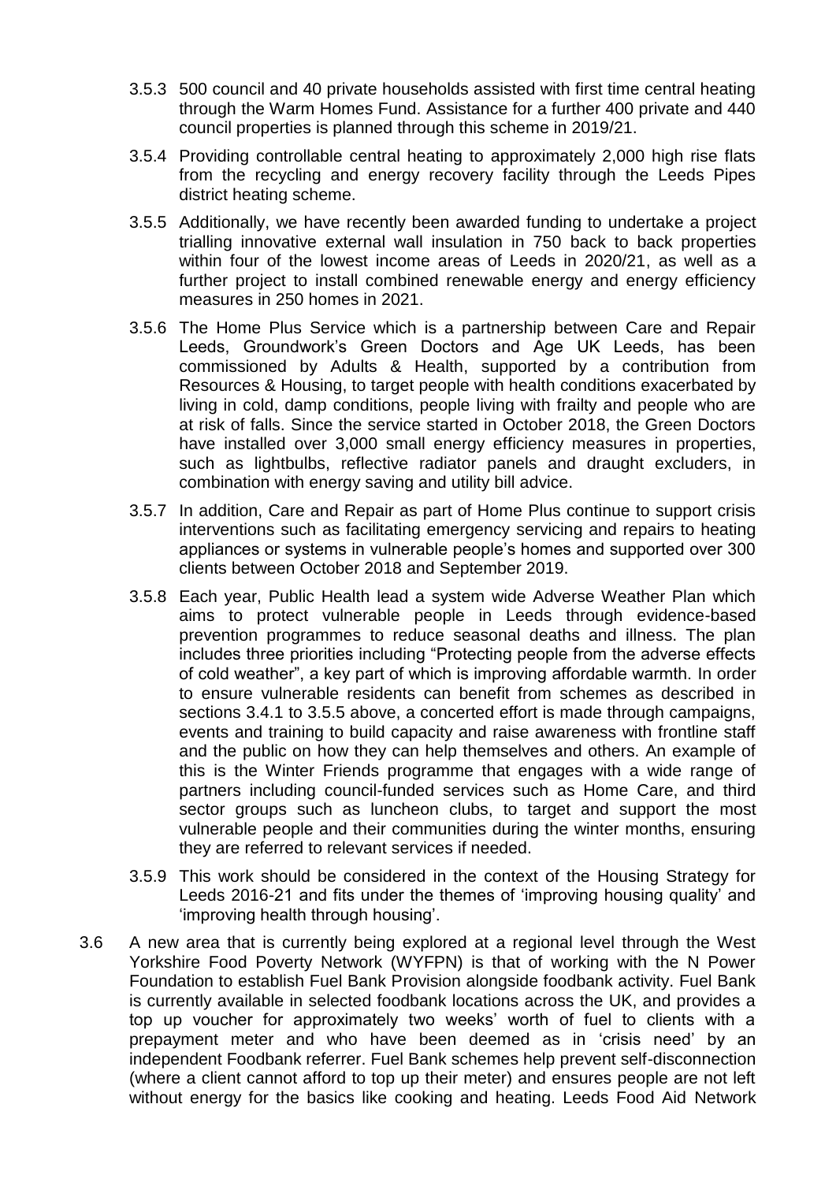3.5.3 500 council and 40 private households assisted with first time central heating through the Warm Homes Fund. Assistance for a further 400 private and 440 council properties is planned through this scheme in 2019/21.

3.5.4 Providing controllable central heating to approximately 2,000 high rise flats from the recycling and energy recovery facility through the Leeds Pipes district heating scheme.

3.5.5 Additionally, we have recently been awarded funding to undertake a project trialling innovative external wall insulation in 750 back to back properties within four of the lowest income areas of Leeds in 2020/21, as well as a further project to install combined renewable energy and energy efficiency measures in 250 homes in 2021.

3.5.6 The Home Plus Service which is a partnership between Care and Repair Leeds, Groundwork's Green Doctors and Age UK Leeds, has been commissioned by Adults & Health, supported by a contribution from Resources & Housing, to target people with health conditions exacerbated by living in cold, damp conditions, people living with frailty and people who are at risk of falls. Since the service started in October 2018, the Green Doctors have installed over 3,000 small energy efficiency measures in properties, such as lightbulbs, reflective radiator panels and draught excluders, in combination with energy saving and utility bill advice.

3.5.7 In addition, Care and Repair as part of Home Plus continue to support crisis interventions such as facilitating emergency servicing and repairs to heating appliances or systems in vulnerable people's homes and supported over 300 clients between October 2018 and September 2019.

3.5.8 Each year, Public Health lead a system wide Adverse Weather Plan which aims to protect vulnerable people in Leeds through evidence-based prevention programmes to reduce seasonal deaths and illness. The plan includes three priorities including "Protecting people from the adverse effects of cold weather", a key part of which is improving affordable warmth. In order to ensure vulnerable residents can benefit from schemes as described in sections 3.4.1 to 3.5.5 above, a concerted effort is made through campaigns, events and training to build capacity and raise awareness with frontline staff and the public on how they can help themselves and others. An example of this is the Winter Friends programme that engages with a wide range of partners including council-funded services such as Home Care, and third sector groups such as luncheon clubs, to target and support the most vulnerable people and their communities during the winter months, ensuring they are referred to relevant services if needed.

3.5.9 This work should be considered in the context of the Housing Strategy for Leeds 2016-21 and fits under the themes of 'improving housing quality' and 'improving health through housing'.

3.6 A new area that is currently being explored at a regional level through the West Yorkshire Food Poverty Network (WYFPN) is that of working with the N Power Foundation to establish Fuel Bank Provision alongside foodbank activity. Fuel Bank is currently available in selected foodbank locations across the UK, and provides a top up voucher for approximately two weeks' worth of fuel to clients with a prepayment meter and who have been deemed as in 'crisis need' by an independent Foodbank referrer. Fuel Bank schemes help prevent self-disconnection (where a client cannot afford to top up their meter) and ensures people are not left without energy for the basics like cooking and heating. Leeds Food Aid Network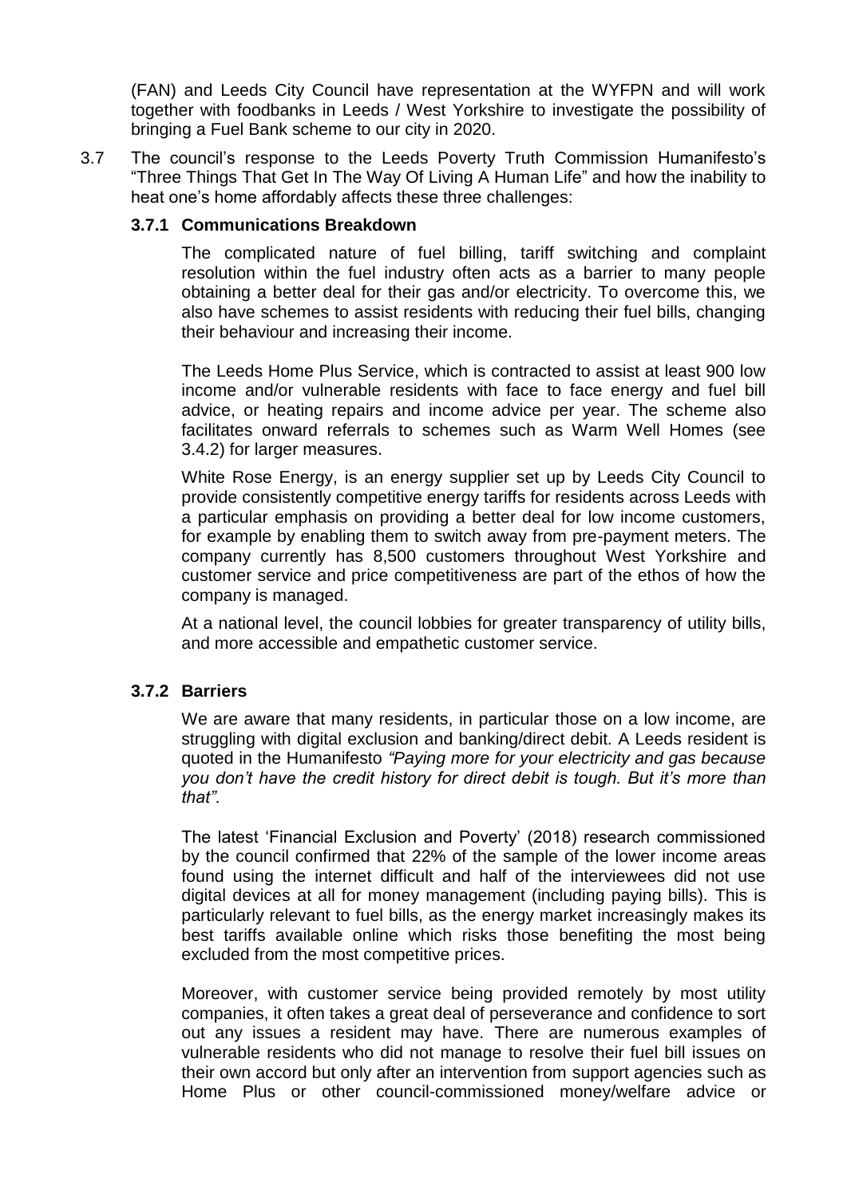(FAN) and Leeds City Council have representation at the WYFPN and will work together with foodbanks in Leeds / West Yorkshire to investigate the possibility of bringing a Fuel Bank scheme to our city in 2020.

3.7 The council's response to the Leeds Poverty Truth Commission Humanifesto's "Three Things That Get In The Way Of Living A Human Life" and how the inability to heat one's home affordably affects these three challenges:

### 3.7.1 Communications Breakdown

The complicated nature of fuel billing, tariff switching and complaint resolution within the fuel industry often acts as a barrier to many people obtaining a better deal for their gas and/or electricity. To overcome this, we also have schemes to assist residents with reducing their fuel bills, changing their behaviour and increasing their income.

The Leeds Home Plus Service, which is contracted to assist at least 900 low income and/or vulnerable residents with face to face energy and fuel bill advice, or heating repairs and income advice per year. The scheme also facilitates onward referrals to schemes such as Warm Well Homes (see 3.4.2) for larger measures.

White Rose Energy, is an energy supplier set up by Leeds City Council to provide consistently competitive energy tariffs for residents across Leeds with a particular emphasis on providing a better deal for low income customers, for example by enabling them to switch away from pre-payment meters. The company currently has 8,500 customers throughout West Yorkshire and customer service and price competitiveness are part of the ethos of how the company is managed.

At a national level, the council lobbies for greater transparency of utility bills, and more accessible and empathetic customer service.

### 3.7.2 Barriers

We are aware that many residents, in particular those on a low income, are struggling with digital exclusion and banking/direct debit. A Leeds resident is quoted in the Humanifesto *"Paying more for your electricity and gas because you don't have the credit history for direct debit is tough. But it's more than that".*

The latest 'Financial Exclusion and Poverty' (2018) research commissioned by the council confirmed that 22% of the sample of the lower income areas found using the internet difficult and half of the interviewees did not use digital devices at all for money management (including paying bills). This is particularly relevant to fuel bills, as the energy market increasingly makes its best tariffs available online which risks those benefiting the most being excluded from the most competitive prices.

Moreover, with customer service being provided remotely by most utility companies, it often takes a great deal of perseverance and confidence to sort out any issues a resident may have. There are numerous examples of vulnerable residents who did not manage to resolve their fuel bill issues on their own accord but only after an intervention from support agencies such as Home Plus or other council-commissioned money/welfare advice or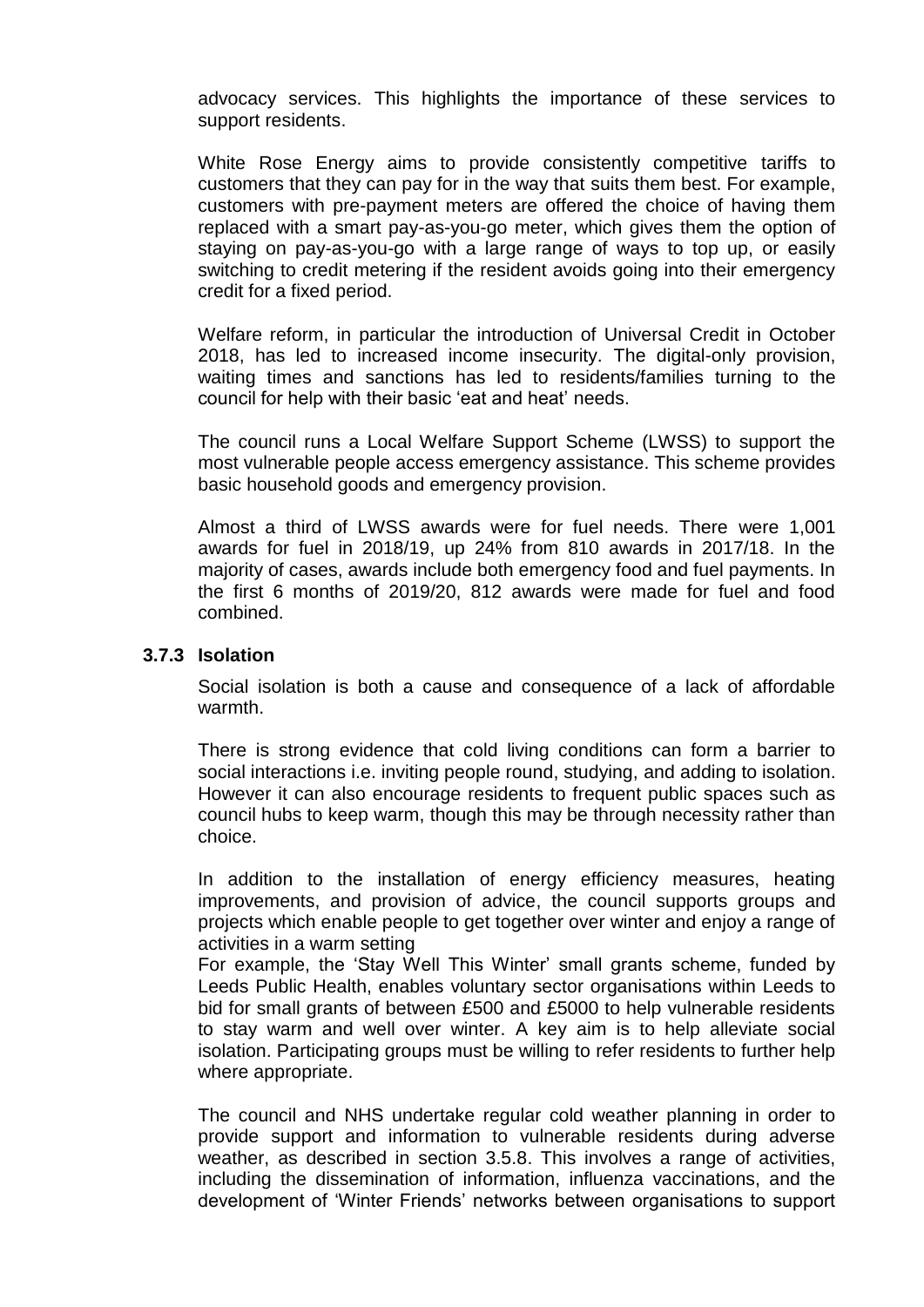advocacy services. This highlights the importance of these services to support residents.

White Rose Energy aims to provide consistently competitive tariffs to customers that they can pay for in the way that suits them best. For example, customers with pre-payment meters are offered the choice of having them replaced with a smart pay-as-you-go meter, which gives them the option of staying on pay-as-you-go with a large range of ways to top up, or easily switching to credit metering if the resident avoids going into their emergency credit for a fixed period.

Welfare reform, in particular the introduction of Universal Credit in October 2018, has led to increased income insecurity. The digital-only provision, waiting times and sanctions has led to residents/families turning to the council for help with their basic 'eat and heat' needs.

The council runs a Local Welfare Support Scheme (LWSS) to support the most vulnerable people access emergency assistance. This scheme provides basic household goods and emergency provision.

Almost a third of LWSS awards were for fuel needs. There were 1,001 awards for fuel in 2018/19, up 24% from 810 awards in 2017/18. In the majority of cases, awards include both emergency food and fuel payments. In the first 6 months of 2019/20, 812 awards were made for fuel and food combined.

### 3.7.3 Isolation

Social isolation is both a cause and consequence of a lack of affordable warmth.

There is strong evidence that cold living conditions can form a barrier to social interactions i.e. inviting people round, studying, and adding to isolation. However it can also encourage residents to frequent public spaces such as council hubs to keep warm, though this may be through necessity rather than choice.

In addition to the installation of energy efficiency measures, heating improvements, and provision of advice, the council supports groups and projects which enable people to get together over winter and enjoy a range of activities in a warm setting

For example, the 'Stay Well This Winter' small grants scheme, funded by Leeds Public Health, enables voluntary sector organisations within Leeds to bid for small grants of between £500 and £5000 to help vulnerable residents to stay warm and well over winter. A key aim is to help alleviate social isolation. Participating groups must be willing to refer residents to further help where appropriate.

The council and NHS undertake regular cold weather planning in order to provide support and information to vulnerable residents during adverse weather, as described in section 3.5.8. This involves a range of activities, including the dissemination of information, influenza vaccinations, and the development of 'Winter Friends' networks between organisations to support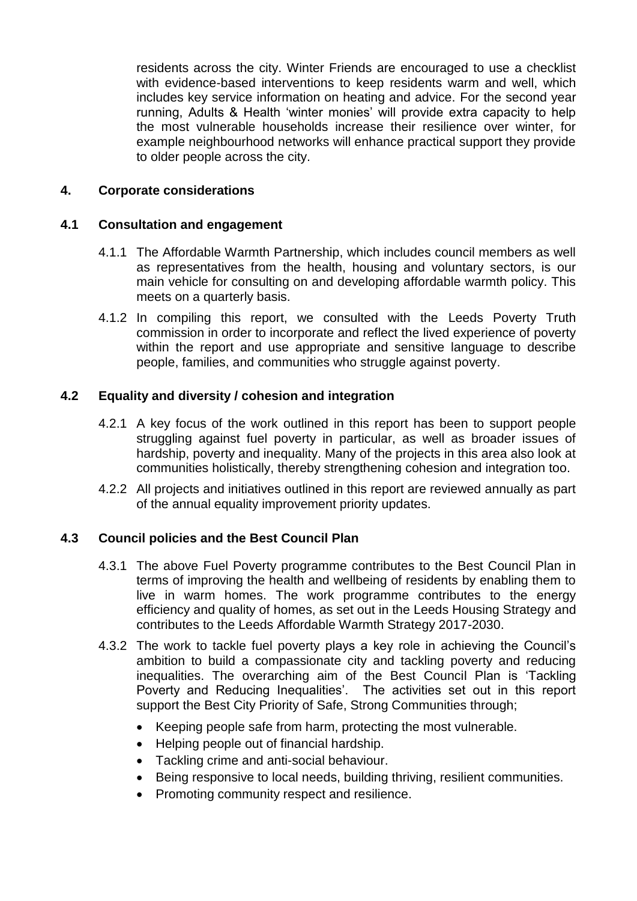residents across the city. Winter Friends are encouraged to use a checklist with evidence-based interventions to keep residents warm and well, which includes key service information on heating and advice. For the second year running, Adults & Health 'winter monies' will provide extra capacity to help the most vulnerable households increase their resilience over winter, for example neighbourhood networks will enhance practical support they provide to older people across the city.

## 4. Corporate considerations

### 4.1 Consultation and engagement

4.1.1 The Affordable Warmth Partnership, which includes council members as well as representatives from the health, housing and voluntary sectors, is our main vehicle for consulting on and developing affordable warmth policy. This meets on a quarterly basis.

4.1.2 In compiling this report, we consulted with the Leeds Poverty Truth commission in order to incorporate and reflect the lived experience of poverty within the report and use appropriate and sensitive language to describe people, families, and communities who struggle against poverty.

### 4.2 Equality and diversity / cohesion and integration

4.2.1 A key focus of the work outlined in this report has been to support people struggling against fuel poverty in particular, as well as broader issues of hardship, poverty and inequality. Many of the projects in this area also look at communities holistically, thereby strengthening cohesion and integration too.

4.2.2 All projects and initiatives outlined in this report are reviewed annually as part of the annual equality improvement priority updates.

### 4.3 Council policies and the Best Council Plan

4.3.1 The above Fuel Poverty programme contributes to the Best Council Plan in terms of improving the health and wellbeing of residents by enabling them to live in warm homes. The work programme contributes to the energy efficiency and quality of homes, as set out in the Leeds Housing Strategy and contributes to the Leeds Affordable Warmth Strategy 2017-2030.

4.3.2 The work to tackle fuel poverty plays a key role in achieving the Council's ambition to build a compassionate city and tackling poverty and reducing inequalities. The overarching aim of the Best Council Plan is 'Tackling Poverty and Reducing Inequalities'. The activities set out in this report support the Best City Priority of Safe, Strong Communities through;

- Keeping people safe from harm, protecting the most vulnerable.
- Helping people out of financial hardship.
- Tackling crime and anti-social behaviour.
- Being responsive to local needs, building thriving, resilient communities.
- Promoting community respect and resilience.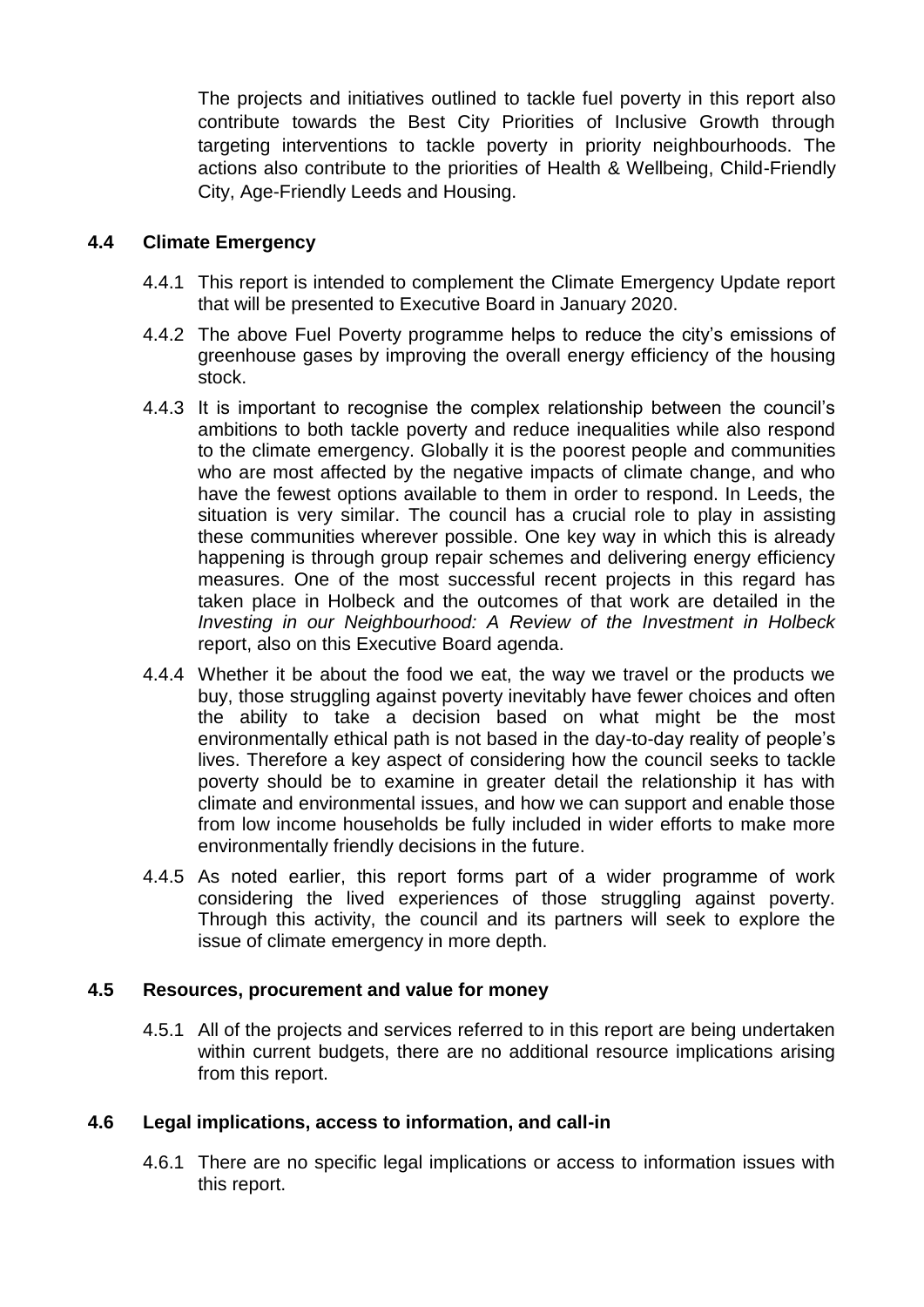The projects and initiatives outlined to tackle fuel poverty in this report also contribute towards the Best City Priorities of Inclusive Growth through targeting interventions to tackle poverty in priority neighbourhoods. The actions also contribute to the priorities of Health & Wellbeing, Child-Friendly City, Age-Friendly Leeds and Housing.

### 4.4 Climate Emergency

4.4.1 This report is intended to complement the Climate Emergency Update report that will be presented to Executive Board in January 2020.

4.4.2 The above Fuel Poverty programme helps to reduce the city's emissions of greenhouse gases by improving the overall energy efficiency of the housing stock.

4.4.3 It is important to recognise the complex relationship between the council's ambitions to both tackle poverty and reduce inequalities while also respond to the climate emergency. Globally it is the poorest people and communities who are most affected by the negative impacts of climate change, and who have the fewest options available to them in order to respond. In Leeds, the situation is very similar. The council has a crucial role to play in assisting these communities wherever possible. One key way in which this is already happening is through group repair schemes and delivering energy efficiency measures. One of the most successful recent projects in this regard has taken place in Holbeck and the outcomes of that work are detailed in the *Investing in our Neighbourhood: A Review of the Investment in Holbeck* report, also on this Executive Board agenda.

4.4.4 Whether it be about the food we eat, the way we travel or the products we buy, those struggling against poverty inevitably have fewer choices and often the ability to take a decision based on what might be the most environmentally ethical path is not based in the day-to-day reality of people's lives. Therefore a key aspect of considering how the council seeks to tackle poverty should be to examine in greater detail the relationship it has with climate and environmental issues, and how we can support and enable those from low income households be fully included in wider efforts to make more environmentally friendly decisions in the future.

4.4.5 As noted earlier, this report forms part of a wider programme of work considering the lived experiences of those struggling against poverty. Through this activity, the council and its partners will seek to explore the issue of climate emergency in more depth.

### 4.5 Resources, procurement and value for money

4.5.1 All of the projects and services referred to in this report are being undertaken within current budgets, there are no additional resource implications arising from this report.

### 4.6 Legal implications, access to information, and call-in

4.6.1 There are no specific legal implications or access to information issues with this report.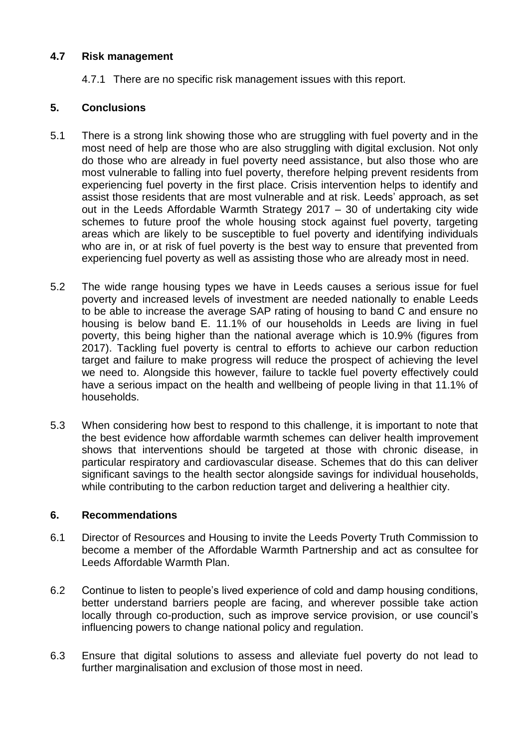### 4.7 Risk management

4.7.1 There are no specific risk management issues with this report.

## 5. Conclusions

5.1 There is a strong link showing those who are struggling with fuel poverty and in the most need of help are those who are also struggling with digital exclusion. Not only do those who are already in fuel poverty need assistance, but also those who are most vulnerable to falling into fuel poverty, therefore helping prevent residents from experiencing fuel poverty in the first place. Crisis intervention helps to identify and assist those residents that are most vulnerable and at risk. Leeds' approach, as set out in the Leeds Affordable Warmth Strategy 2017 – 30 of undertaking city wide schemes to future proof the whole housing stock against fuel poverty, targeting areas which are likely to be susceptible to fuel poverty and identifying individuals who are in, or at risk of fuel poverty is the best way to ensure that prevented from experiencing fuel poverty as well as assisting those who are already most in need.

5.2 The wide range housing types we have in Leeds causes a serious issue for fuel poverty and increased levels of investment are needed nationally to enable Leeds to be able to increase the average SAP rating of housing to band C and ensure no housing is below band E. 11.1% of our households in Leeds are living in fuel poverty, this being higher than the national average which is 10.9% (figures from 2017). Tackling fuel poverty is central to efforts to achieve our carbon reduction target and failure to make progress will reduce the prospect of achieving the level we need to. Alongside this however, failure to tackle fuel poverty effectively could have a serious impact on the health and wellbeing of people living in that 11.1% of households.

5.3 When considering how best to respond to this challenge, it is important to note that the best evidence how affordable warmth schemes can deliver health improvement shows that interventions should be targeted at those with chronic disease, in particular respiratory and cardiovascular disease. Schemes that do this can deliver significant savings to the health sector alongside savings for individual households, while contributing to the carbon reduction target and delivering a healthier city.

## 6. Recommendations

6.1 Director of Resources and Housing to invite the Leeds Poverty Truth Commission to become a member of the Affordable Warmth Partnership and act as consultee for Leeds Affordable Warmth Plan.

6.2 Continue to listen to people's lived experience of cold and damp housing conditions, better understand barriers people are facing, and wherever possible take action locally through co-production, such as improve service provision, or use council's influencing powers to change national policy and regulation.

6.3 Ensure that digital solutions to assess and alleviate fuel poverty do not lead to further marginalisation and exclusion of those most in need.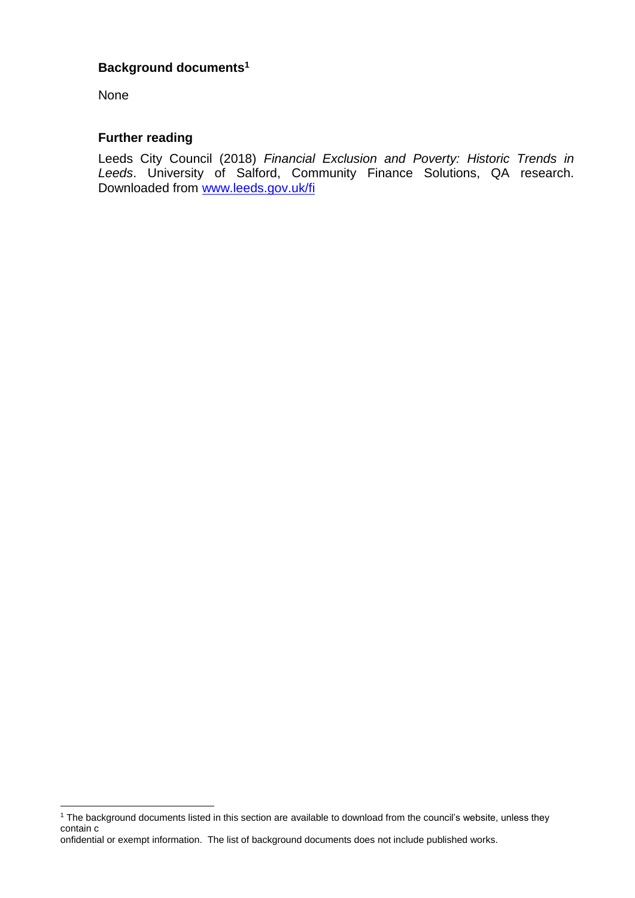**Background documents[1]**

None

**Further reading**

Leeds City Council (2018) *Financial Exclusion and Poverty: Historic Trends in Leeds*. University of Salford, Community Finance Solutions, QA research. Downloaded from [www.leeds.gov.uk/fi](http://www.leeds.gov.uk/fi)

[1] The background documents listed in this section are available to download from the council's website, unless they contain c
onfidential or exempt information. The list of background documents does not include published works.